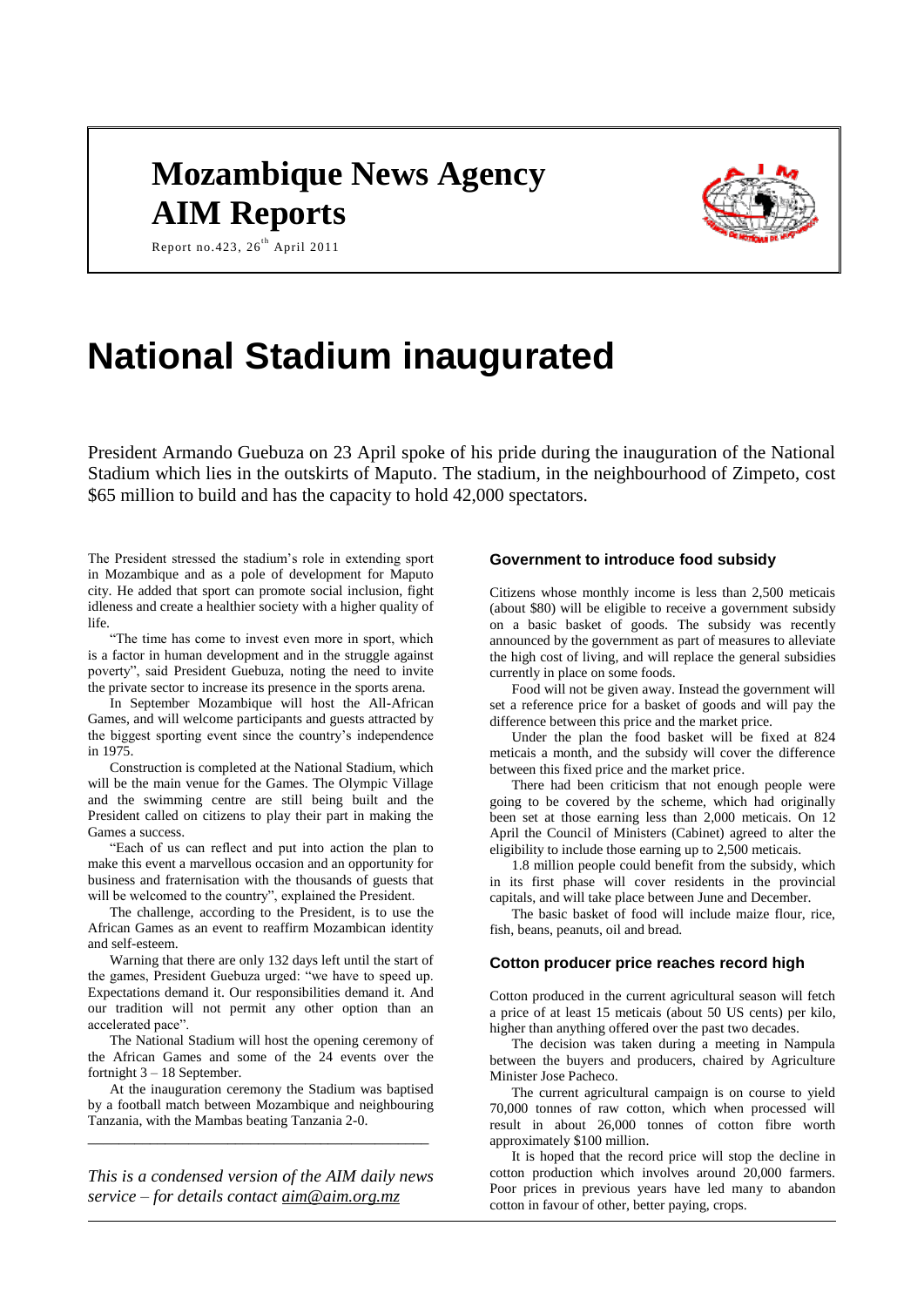# Mozambique News Agency AIM Reports

Report no.423, 26th April 2011

# National Stadium inaugurated

President Armando Guebuza on 23 April spoke of his pride during the inauguration of the National Stadium which lies in the outskirts of Maputo. The stadium, in the neighbourhood of Zimpeto, cost \$65 million to build and has the capacity to hold 42,000 spectators.

The President stressed the stadium's role in extending sport in Mozambique and as a pole of development for Maputo city. He added that sport can promote social inclusion, fight idleness and create a healthier society with a higher quality of life.

"The time has come to invest even more in sport, which is a factor in human development and in the struggle against poverty", said President Guebuza, noting the need to invite the private sector to increase its presence in the sports arena.

In September Mozambique will host the All-African Games, and will welcome participants and guests attracted by the biggest sporting event since the country's independence in 1975.

Construction is completed at the National Stadium, which will be the main venue for the Games. The Olympic Village and the swimming centre are still being built and the President called on citizens to play their part in making the Games a success.

"Each of us can reflect and put into action the plan to make this event a marvellous occasion and an opportunity for business and fraternisation with the thousands of guests that will be welcomed to the country", explained the President.

The challenge, according to the President, is to use the African Games as an event to reaffirm Mozambican identity and self-esteem.

Warning that there are only 132 days left until the start of the games, President Guebuza urged: "we have to speed up. Expectations demand it. Our responsibilities demand it. And our tradition will not permit any other option than an accelerated pace".

The National Stadium will host the opening ceremony of the African Games and some of the 24 events over the fortnight 3 – 18 September.

At the inauguration ceremony the Stadium was baptised by a football match between Mozambique and neighbouring Tanzania, with the Mambas beating Tanzania 2-0.

---

*This is a condensed version of the AIM daily news service – for details contact aim@aim.org.mz*

---

### Government to introduce food subsidy

Citizens whose monthly income is less than 2,500 meticais (about \$80) will be eligible to receive a government subsidy on a basic basket of goods. The subsidy was recently announced by the government as part of measures to alleviate the high cost of living, and will replace the general subsidies currently in place on some foods.

Food will not be given away. Instead the government will set a reference price for a basket of goods and will pay the difference between this price and the market price.

Under the plan the food basket will be fixed at 824 meticais a month, and the subsidy will cover the difference between this fixed price and the market price.

There had been criticism that not enough people were going to be covered by the scheme, which had originally been set at those earning less than 2,000 meticais. On 12 April the Council of Ministers (Cabinet) agreed to alter the eligibility to include those earning up to 2,500 meticais.

1.8 million people could benefit from the subsidy, which in its first phase will cover residents in the provincial capitals, and will take place between June and December.

The basic basket of food will include maize flour, rice, fish, beans, peanuts, oil and bread.

### Cotton producer price reaches record high

Cotton produced in the current agricultural season will fetch a price of at least 15 meticais (about 50 US cents) per kilo, higher than anything offered over the past two decades.

The decision was taken during a meeting in Nampula between the buyers and producers, chaired by Agriculture Minister Jose Pacheco.

The current agricultural campaign is on course to yield 70,000 tonnes of raw cotton, which when processed will result in about 26,000 tonnes of cotton fibre worth approximately \$100 million.

It is hoped that the record price will stop the decline in cotton production which involves around 20,000 farmers. Poor prices in previous years have led many to abandon cotton in favour of other, better paying, crops.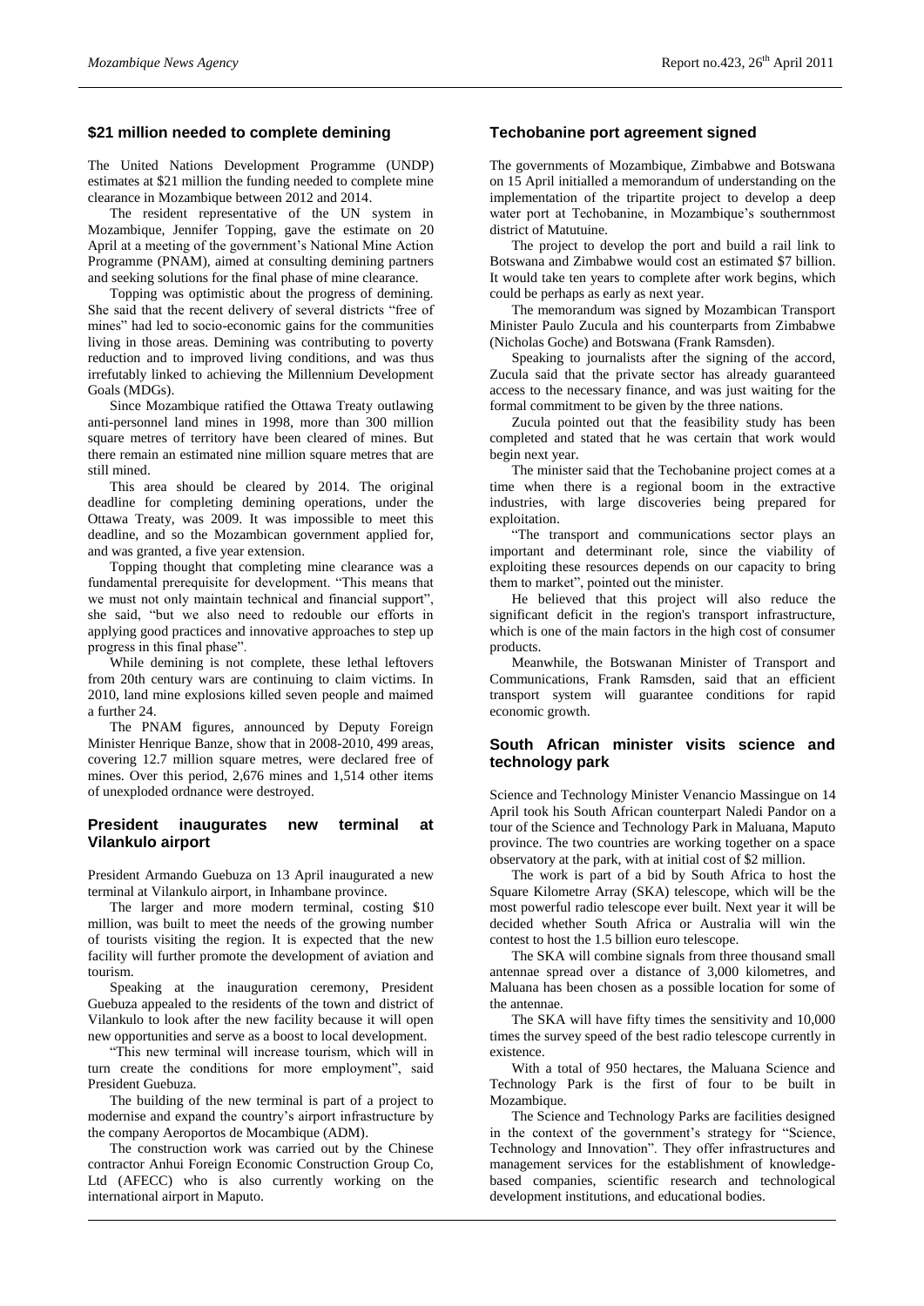## $21 million needed to complete demining

The United Nations Development Programme (UNDP) estimates at $21 million the funding needed to complete mine clearance in Mozambique between 2012 and 2014.

The resident representative of the UN system in Mozambique, Jennifer Topping, gave the estimate on 20 April at a meeting of the government's National Mine Action Programme (PNAM), aimed at consulting demining partners and seeking solutions for the final phase of mine clearance.

Topping was optimistic about the progress of demining. She said that the recent delivery of several districts "free of mines" had led to socio-economic gains for the communities living in those areas. Demining was contributing to poverty reduction and to improved living conditions, and was thus irrefutably linked to achieving the Millennium Development Goals (MDGs).

Since Mozambique ratified the Ottawa Treaty outlawing anti-personnel land mines in 1998, more than 300 million square metres of territory have been cleared of mines. But there remain an estimated nine million square metres that are still mined.

This area should be cleared by 2014. The original deadline for completing demining operations, under the Ottawa Treaty, was 2009. It was impossible to meet this deadline, and so the Mozambican government applied for, and was granted, a five year extension.

Topping thought that completing mine clearance was a fundamental prerequisite for development. "This means that we must not only maintain technical and financial support", she said, "but we also need to redouble our efforts in applying good practices and innovative approaches to step up progress in this final phase".

While demining is not complete, these lethal leftovers from 20th century wars are continuing to claim victims. In 2010, land mine explosions killed seven people and maimed a further 24.

The PNAM figures, announced by Deputy Foreign Minister Henrique Banze, show that in 2008-2010, 499 areas, covering 12.7 million square metres, were declared free of mines. Over this period, 2,676 mines and 1,514 other items of unexploded ordnance were destroyed.

## President inaugurates new terminal at Vilankulo airport

President Armando Guebuza on 13 April inaugurated a new terminal at Vilankulo airport, in Inhambane province.

The larger and more modern terminal, costing $10 million, was built to meet the needs of the growing number of tourists visiting the region. It is expected that the new facility will further promote the development of aviation and tourism.

Speaking at the inauguration ceremony, President Guebuza appealed to the residents of the town and district of Vilankulo to look after the new facility because it will open new opportunities and serve as a boost to local development.

"This new terminal will increase tourism, which will in turn create the conditions for more employment", said President Guebuza.

The building of the new terminal is part of a project to modernise and expand the country's airport infrastructure by the company Aeroportos de Mocambique (ADM).

The construction work was carried out by the Chinese contractor Anhui Foreign Economic Construction Group Co, Ltd (AFECC) who is also currently working on the international airport in Maputo.

## Techobanine port agreement signed

The governments of Mozambique, Zimbabwe and Botswana on 15 April initialled a memorandum of understanding on the implementation of the tripartite project to develop a deep water port at Techobanine, in Mozambique's southernmost district of Matutuine.

The project to develop the port and build a rail link to Botswana and Zimbabwe would cost an estimated $7 billion. It would take ten years to complete after work begins, which could be perhaps as early as next year.

The memorandum was signed by Mozambican Transport Minister Paulo Zucula and his counterparts from Zimbabwe (Nicholas Goche) and Botswana (Frank Ramsden).

Speaking to journalists after the signing of the accord, Zucula said that the private sector has already guaranteed access to the necessary finance, and was just waiting for the formal commitment to be given by the three nations.

Zucula pointed out that the feasibility study has been completed and stated that he was certain that work would begin next year.

The minister said that the Techobanine project comes at a time when there is a regional boom in the extractive industries, with large discoveries being prepared for exploitation.

"The transport and communications sector plays an important and determinant role, since the viability of exploiting these resources depends on our capacity to bring them to market", pointed out the minister.

He believed that this project will also reduce the significant deficit in the region's transport infrastructure, which is one of the main factors in the high cost of consumer products.

Meanwhile, the Botswanan Minister of Transport and Communications, Frank Ramsden, said that an efficient transport system will guarantee conditions for rapid economic growth.

## South African minister visits science and technology park

Science and Technology Minister Venancio Massingue on 14 April took his South African counterpart Naledi Pandor on a tour of the Science and Technology Park in Maluana, Maputo province. The two countries are working together on a space observatory at the park, with at initial cost of $2 million.

The work is part of a bid by South Africa to host the Square Kilometre Array (SKA) telescope, which will be the most powerful radio telescope ever built. Next year it will be decided whether South Africa or Australia will win the contest to host the 1.5 billion euro telescope.

The SKA will combine signals from three thousand small antennae spread over a distance of 3,000 kilometres, and Maluana has been chosen as a possible location for some of the antennae.

The SKA will have fifty times the sensitivity and 10,000 times the survey speed of the best radio telescope currently in existence.

With a total of 950 hectares, the Maluana Science and Technology Park is the first of four to be built in Mozambique.

The Science and Technology Parks are facilities designed in the context of the government's strategy for "Science, Technology and Innovation". They offer infrastructures and management services for the establishment of knowledge-based companies, scientific research and technological development institutions, and educational bodies.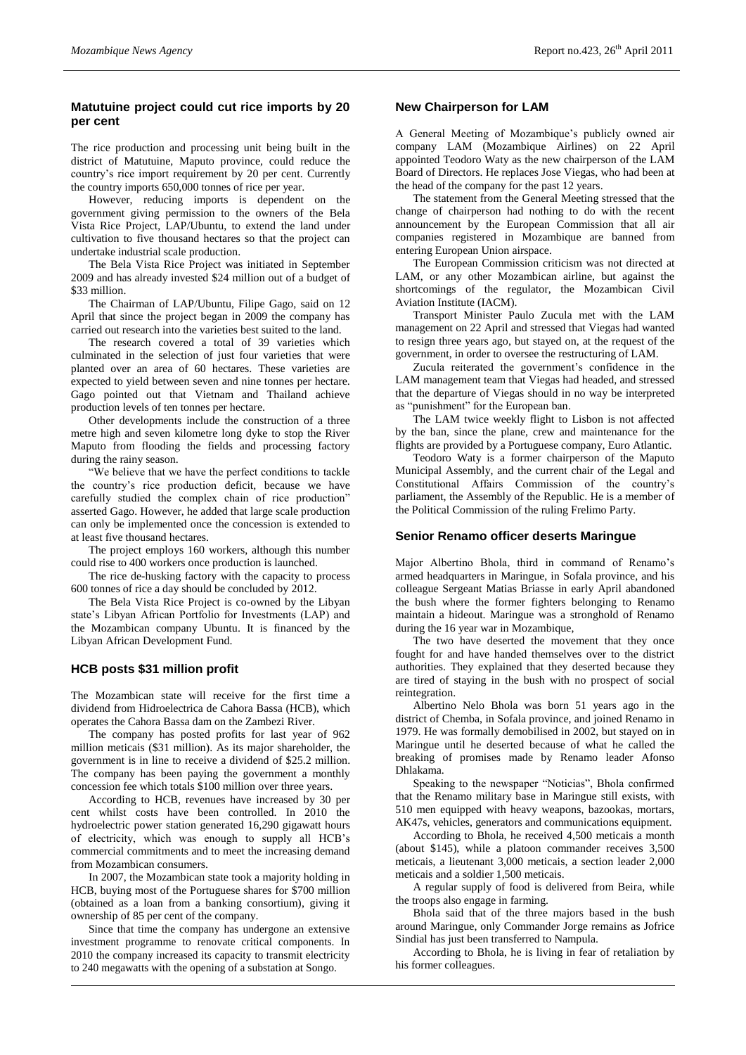## Matutuine project could cut rice imports by 20 per cent

The rice production and processing unit being built in the district of Matutuine, Maputo province, could reduce the country's rice import requirement by 20 per cent. Currently the country imports 650,000 tonnes of rice per year.

However, reducing imports is dependent on the government giving permission to the owners of the Bela Vista Rice Project, LAP/Ubuntu, to extend the land under cultivation to five thousand hectares so that the project can undertake industrial scale production.

The Bela Vista Rice Project was initiated in September 2009 and has already invested \$24 million out of a budget of \$33 million.

The Chairman of LAP/Ubuntu, Filipe Gago, said on 12 April that since the project began in 2009 the company has carried out research into the varieties best suited to the land.

The research covered a total of 39 varieties which culminated in the selection of just four varieties that were planted over an area of 60 hectares. These varieties are expected to yield between seven and nine tonnes per hectare. Gago pointed out that Vietnam and Thailand achieve production levels of ten tonnes per hectare.

Other developments include the construction of a three metre high and seven kilometre long dyke to stop the River Maputo from flooding the fields and processing factory during the rainy season.

"We believe that we have the perfect conditions to tackle the country's rice production deficit, because we have carefully studied the complex chain of rice production" asserted Gago. However, he added that large scale production can only be implemented once the concession is extended to at least five thousand hectares.

The project employs 160 workers, although this number could rise to 400 workers once production is launched.

The rice de-husking factory with the capacity to process 600 tonnes of rice a day should be concluded by 2012.

The Bela Vista Rice Project is co-owned by the Libyan state's Libyan African Portfolio for Investments (LAP) and the Mozambican company Ubuntu. It is financed by the Libyan African Development Fund.

## HCB posts \$31 million profit

The Mozambican state will receive for the first time a dividend from Hidroelectrica de Cahora Bassa (HCB), which operates the Cahora Bassa dam on the Zambezi River.

The company has posted profits for last year of 962 million meticais (\$31 million). As its major shareholder, the government is in line to receive a dividend of \$25.2 million. The company has been paying the government a monthly concession fee which totals \$100 million over three years.

According to HCB, revenues have increased by 30 per cent whilst costs have been controlled. In 2010 the hydroelectric power station generated 16,290 gigawatt hours of electricity, which was enough to supply all HCB's commercial commitments and to meet the increasing demand from Mozambican consumers.

In 2007, the Mozambican state took a majority holding in HCB, buying most of the Portuguese shares for \$700 million (obtained as a loan from a banking consortium), giving it ownership of 85 per cent of the company.

Since that time the company has undergone an extensive investment programme to renovate critical components. In 2010 the company increased its capacity to transmit electricity to 240 megawatts with the opening of a substation at Songo.

## New Chairperson for LAM

A General Meeting of Mozambique's publicly owned air company LAM (Mozambique Airlines) on 22 April appointed Teodoro Waty as the new chairperson of the LAM Board of Directors. He replaces Jose Viegas, who had been at the head of the company for the past 12 years.

The statement from the General Meeting stressed that the change of chairperson had nothing to do with the recent announcement by the European Commission that all air companies registered in Mozambique are banned from entering European Union airspace.

The European Commission criticism was not directed at LAM, or any other Mozambican airline, but against the shortcomings of the regulator, the Mozambican Civil Aviation Institute (IACM).

Transport Minister Paulo Zucula met with the LAM management on 22 April and stressed that Viegas had wanted to resign three years ago, but stayed on, at the request of the government, in order to oversee the restructuring of LAM.

Zucula reiterated the government's confidence in the LAM management team that Viegas had headed, and stressed that the departure of Viegas should in no way be interpreted as "punishment" for the European ban.

The LAM twice weekly flight to Lisbon is not affected by the ban, since the plane, crew and maintenance for the flights are provided by a Portuguese company, Euro Atlantic.

Teodoro Waty is a former chairperson of the Maputo Municipal Assembly, and the current chair of the Legal and Constitutional Affairs Commission of the country's parliament, the Assembly of the Republic. He is a member of the Political Commission of the ruling Frelimo Party.

## Senior Renamo officer deserts Maringue

Major Albertino Bhola, third in command of Renamo's armed headquarters in Maringue, in Sofala province, and his colleague Sergeant Matias Briasse in early April abandoned the bush where the former fighters belonging to Renamo maintain a hideout. Maringue was a stronghold of Renamo during the 16 year war in Mozambique,

The two have deserted the movement that they once fought for and have handed themselves over to the district authorities. They explained that they deserted because they are tired of staying in the bush with no prospect of social reintegration.

Albertino Nelo Bhola was born 51 years ago in the district of Chemba, in Sofala province, and joined Renamo in 1979. He was formally demobilised in 2002, but stayed on in Maringue until he deserted because of what he called the breaking of promises made by Renamo leader Afonso Dhlakama.

Speaking to the newspaper "Noticias", Bhola confirmed that the Renamo military base in Maringue still exists, with 510 men equipped with heavy weapons, bazookas, mortars, AK47s, vehicles, generators and communications equipment.

According to Bhola, he received 4,500 meticais a month (about \$145), while a platoon commander receives 3,500 meticais, a lieutenant 3,000 meticais, a section leader 2,000 meticais and a soldier 1,500 meticais.

A regular supply of food is delivered from Beira, while the troops also engage in farming.

Bhola said that of the three majors based in the bush around Maringue, only Commander Jorge remains as Jofrice Sindial has just been transferred to Nampula.

According to Bhola, he is living in fear of retaliation by his former colleagues.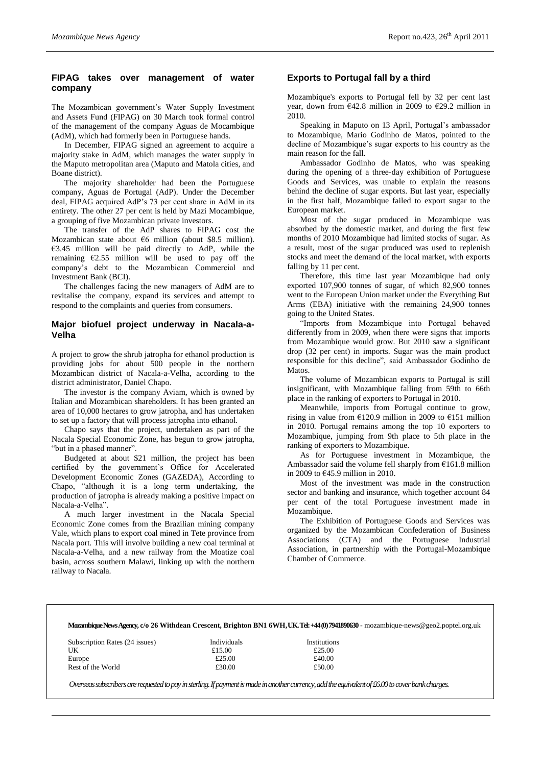## FIPAG takes over management of water company

The Mozambican government's Water Supply Investment and Assets Fund (FIPAG) on 30 March took formal control of the management of the company Aguas de Mocambique (AdM), which had formerly been in Portuguese hands.

In December, FIPAG signed an agreement to acquire a majority stake in AdM, which manages the water supply in the Maputo metropolitan area (Maputo and Matola cities, and Boane district).

The majority shareholder had been the Portuguese company, Aguas de Portugal (AdP). Under the December deal, FIPAG acquired AdP's 73 per cent share in AdM in its entirety. The other 27 per cent is held by Mazi Mocambique, a grouping of five Mozambican private investors.

The transfer of the AdP shares to FIPAG cost the Mozambican state about €6 million (about $8.5 million). €3.45 million will be paid directly to AdP, while the remaining €2.55 million will be used to pay off the company's debt to the Mozambican Commercial and Investment Bank (BCI).

The challenges facing the new managers of AdM are to revitalise the company, expand its services and attempt to respond to the complaints and queries from consumers.

## Major biofuel project underway in Nacala-a-Velha

A project to grow the shrub jatropha for ethanol production is providing jobs for about 500 people in the northern Mozambican district of Nacala-a-Velha, according to the district administrator, Daniel Chapo.

The investor is the company Aviam, which is owned by Italian and Mozambican shareholders. It has been granted an area of 10,000 hectares to grow jatropha, and has undertaken to set up a factory that will process jatropha into ethanol.

Chapo says that the project, undertaken as part of the Nacala Special Economic Zone, has begun to grow jatropha, "but in a phased manner".

Budgeted at about $21 million, the project has been certified by the government's Office for Accelerated Development Economic Zones (GAZEDA), According to Chapo, "although it is a long term undertaking, the production of jatropha is already making a positive impact on Nacala-a-Velha".

A much larger investment in the Nacala Special Economic Zone comes from the Brazilian mining company Vale, which plans to export coal mined in Tete province from Nacala port. This will involve building a new coal terminal at Nacala-a-Velha, and a new railway from the Moatize coal basin, across southern Malawi, linking up with the northern railway to Nacala.

## Exports to Portugal fall by a third

Mozambique's exports to Portugal fell by 32 per cent last year, down from €42.8 million in 2009 to €29.2 million in 2010.

Speaking in Maputo on 13 April, Portugal's ambassador to Mozambique, Mario Godinho de Matos, pointed to the decline of Mozambique's sugar exports to his country as the main reason for the fall.

Ambassador Godinho de Matos, who was speaking during the opening of a three-day exhibition of Portuguese Goods and Services, was unable to explain the reasons behind the decline of sugar exports. But last year, especially in the first half, Mozambique failed to export sugar to the European market.

Most of the sugar produced in Mozambique was absorbed by the domestic market, and during the first few months of 2010 Mozambique had limited stocks of sugar. As a result, most of the sugar produced was used to replenish stocks and meet the demand of the local market, with exports falling by 11 per cent.

Therefore, this time last year Mozambique had only exported 107,900 tonnes of sugar, of which 82,900 tonnes went to the European Union market under the Everything But Arms (EBA) initiative with the remaining 24,900 tonnes going to the United States.

"Imports from Mozambique into Portugal behaved differently from in 2009, when there were signs that imports from Mozambique would grow. But 2010 saw a significant drop (32 per cent) in imports. Sugar was the main product responsible for this decline", said Ambassador Godinho de Matos.

The volume of Mozambican exports to Portugal is still insignificant, with Mozambique falling from 59th to 66th place in the ranking of exporters to Portugal in 2010.

Meanwhile, imports from Portugal continue to grow, rising in value from €120.9 million in 2009 to €151 million in 2010. Portugal remains among the top 10 exporters to Mozambique, jumping from 9th place to 5th place in the ranking of exporters to Mozambique.

As for Portuguese investment in Mozambique, the Ambassador said the volume fell sharply from €161.8 million in 2009 to €45.9 million in 2010.

Most of the investment was made in the construction sector and banking and insurance, which together account 84 per cent of the total Portuguese investment made in Mozambique.

The Exhibition of Portuguese Goods and Services was organized by the Mozambican Confederation of Business Associations (CTA) and the Portuguese Industrial Association, in partnership with the Portugal-Mozambique Chamber of Commerce.

**Mozambique News Agency, c/o 26 Withdean Crescent, Brighton BN1 6WH, UK. Tel: +44 (0)7941890630 -** mozambique-news@geo2.poptel.org.uk

| Subscription Rates (24 issues) | Individuals | Institutions |
|---|---|---|
| UK | £15.00 | £25.00 |
| Europe | £25.00 | £40.00 |
| Rest of the World | £30.00 | £50.00 |

*Overseas subscribers are requested to pay in sterling. If payment is made in another currency, add the equivalent of £6.00 to cover bank charges.*